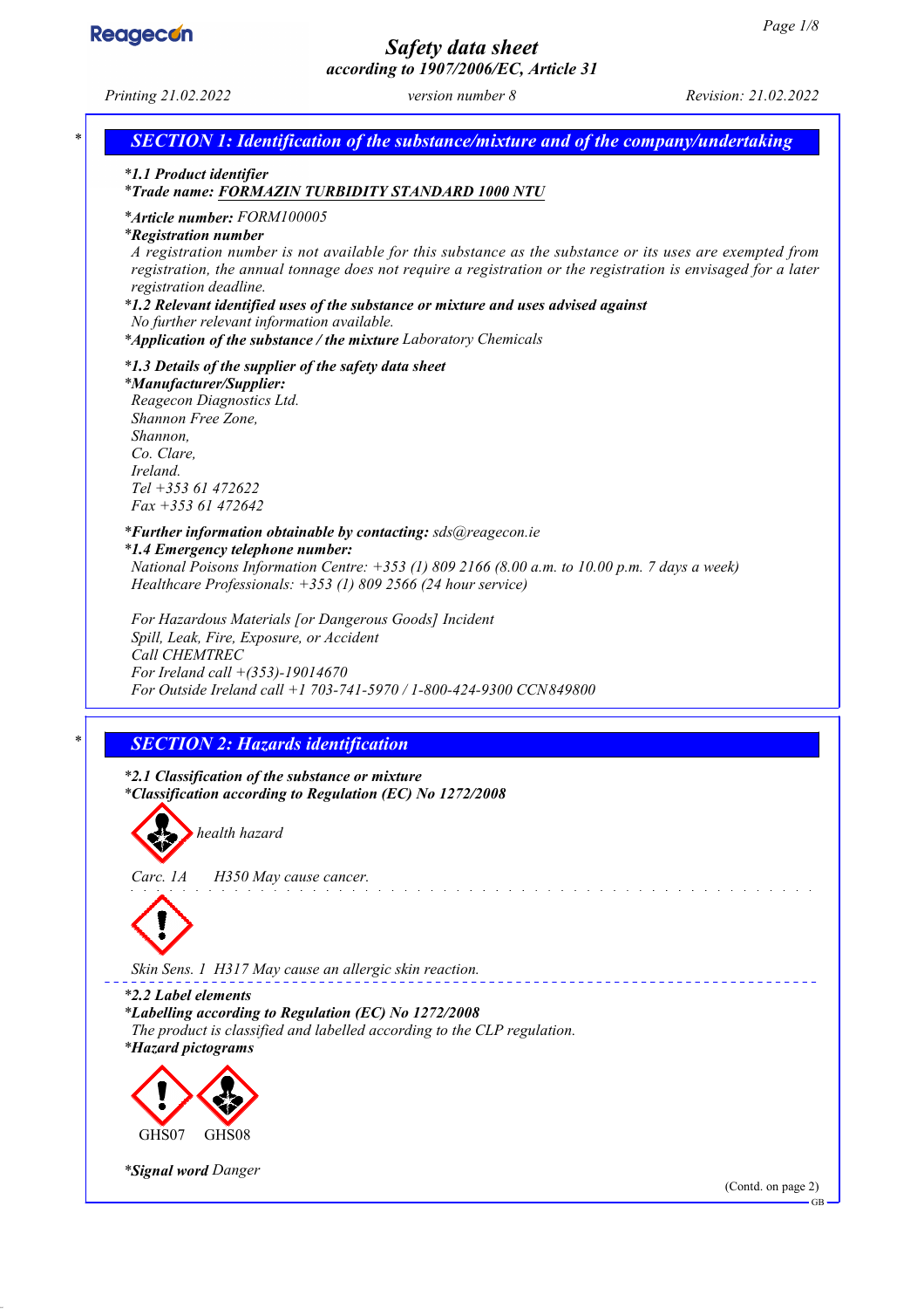# Safety data sheet
### according to 1907/2006/EC, Article 31

Printing 21.02.2022 | version number 8 | Revision: 21.02.2022

## SECTION 1: Identification of the substance/mixture and of the company/undertaking

**1.1 Product identifier**

**Trade name: FORMAZIN TURBIDITY STANDARD 1000 NTU**

**Article number:** FORM100005

**Registration number**

A registration number is not available for this substance as the substance or its uses are exempted from registration, the annual tonnage does not require a registration or the registration is envisaged for a later registration deadline.

**1.2 Relevant identified uses of the substance or mixture and uses advised against**

No further relevant information available.

**Application of the substance / the mixture** Laboratory Chemicals

**1.3 Details of the supplier of the safety data sheet**

**Manufacturer/Supplier:**

Reagecon Diagnostics Ltd.
Shannon Free Zone,
Shannon,
Co. Clare,
Ireland.
Tel +353 61 472622
Fax +353 61 472642

**Further information obtainable by contacting:** sds@reagecon.ie

**1.4 Emergency telephone number:**

National Poisons Information Centre: +353 (1) 809 2166 (8.00 a.m. to 10.00 p.m. 7 days a week)
Healthcare Professionals: +353 (1) 809 2566 (24 hour service)

For Hazardous Materials [or Dangerous Goods] Incident
Spill, Leak, Fire, Exposure, or Accident
Call CHEMTREC
For Ireland call +(353)-19014670
For Outside Ireland call +1 703-741-5970 / 1-800-424-9300 CCN849800

## SECTION 2: Hazards identification

**2.1 Classification of the substance or mixture**

**Classification according to Regulation (EC) No 1272/2008**

health hazard

Carc. 1A H350 May cause cancer.

Skin Sens. 1 H317 May cause an allergic skin reaction.

**2.2 Label elements**

**Labelling according to Regulation (EC) No 1272/2008**

The product is classified and labelled according to the CLP regulation.

**Hazard pictograms**

GHS07 GHS08

**Signal word** Danger

(Contd. on page 2)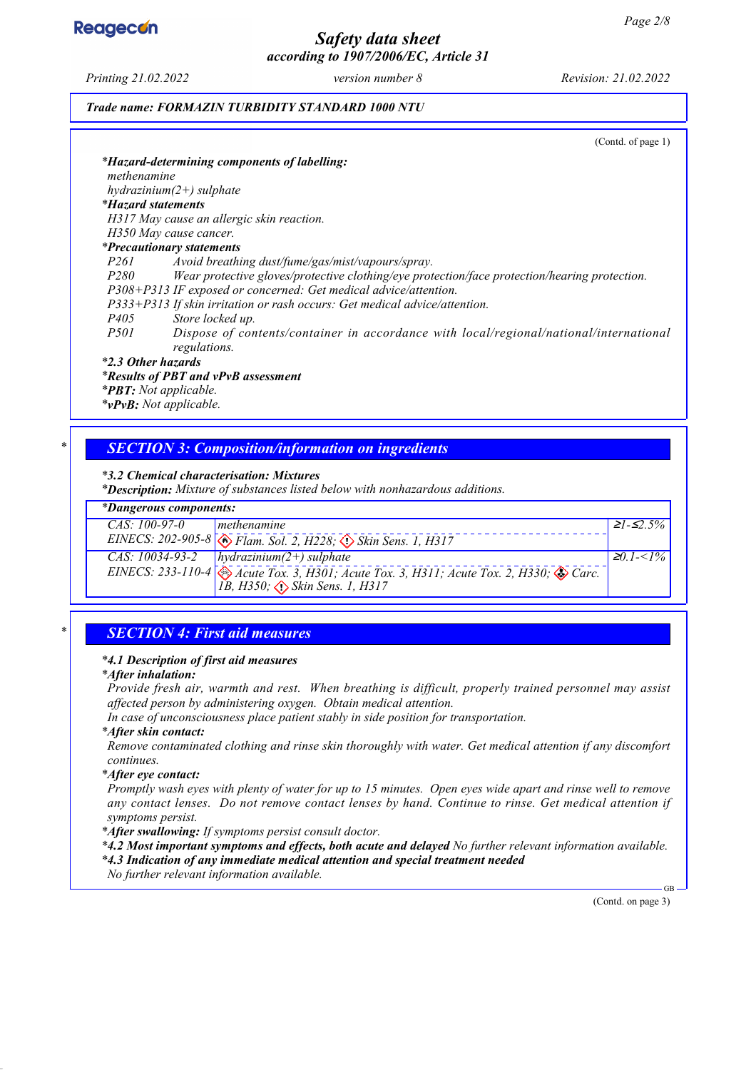*Trade name: FORMAZIN TURBIDITY STANDARD 1000 NTU*

(Contd. of page 1)

***Hazard-determining components of labelling:**
methenamine
hydrazinium(2+) sulphate

***Hazard statements**
H317 May cause an allergic skin reaction.
H350 May cause cancer.

***Precautionary statements**
P261 Avoid breathing dust/fume/gas/mist/vapours/spray.
P280 Wear protective gloves/protective clothing/eye protection/face protection/hearing protection.
P308+P313 IF exposed or concerned: Get medical advice/attention.
P333+P313 If skin irritation or rash occurs: Get medical advice/attention.
P405 Store locked up.
P501 Dispose of contents/container in accordance with local/regional/national/international regulations.

***2.3 Other hazards**
***Results of PBT and vPvB assessment**
***PBT:** Not applicable.
***vPvB:** Not applicable.

## * SECTION 3: Composition/information on ingredients

***3.2 Chemical characterisation: Mixtures**
***Description:** Mixture of substances listed below with nonhazardous additions.

***Dangerous components:**

| Identifiers | Substance / Classification | Concentration |
|---|---|---|
| CAS: 100-97-0<br>EINECS: 202-905-8 | methenamine<br>Flam. Sol. 2, H228; Skin Sens. 1, H317 | ≥1-≤2.5% |
| CAS: 10034-93-2<br>EINECS: 233-110-4 | hydrazinium(2+) sulphate<br>Acute Tox. 3, H301; Acute Tox. 3, H311; Acute Tox. 2, H330; Carc. 1B, H350; Skin Sens. 1, H317 | ≥0.1-<1% |

## * SECTION 4: First aid measures

***4.1 Description of first aid measures**

***After inhalation:**
Provide fresh air, warmth and rest. When breathing is difficult, properly trained personnel may assist affected person by administering oxygen. Obtain medical attention.
In case of unconsciousness place patient stably in side position for transportation.

***After skin contact:**
Remove contaminated clothing and rinse skin thoroughly with water. Get medical attention if any discomfort continues.

***After eye contact:**
Promptly wash eyes with plenty of water for up to 15 minutes. Open eyes wide apart and rinse well to remove any contact lenses. Do not remove contact lenses by hand. Continue to rinse. Get medical attention if symptoms persist.

***After swallowing:** If symptoms persist consult doctor.

***4.2 Most important symptoms and effects, both acute and delayed** No further relevant information available.

***4.3 Indication of any immediate medical attention and special treatment needed**
No further relevant information available.

(Contd. on page 3)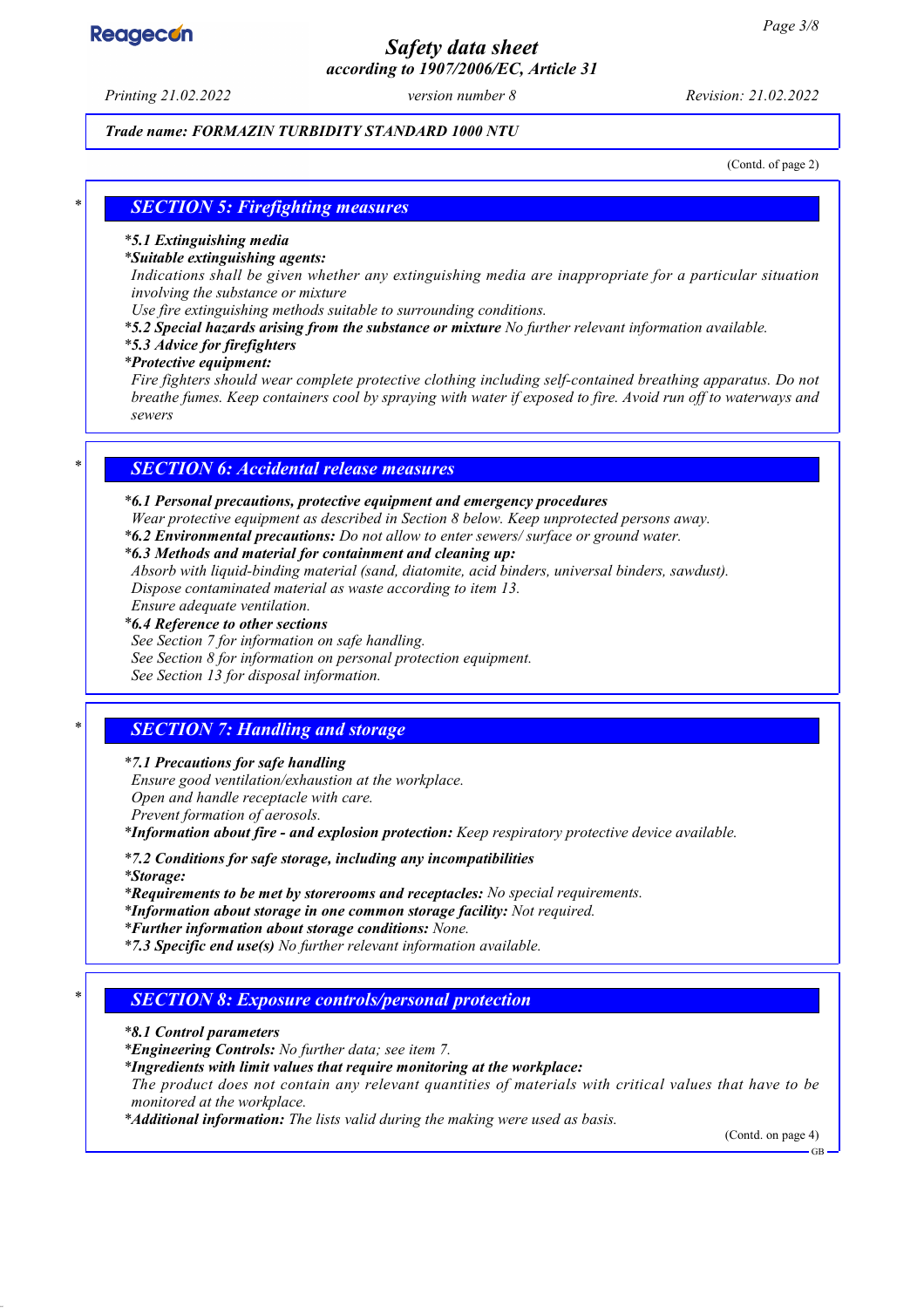**Trade name: FORMAZIN TURBIDITY STANDARD 1000 NTU**

(Contd. of page 2)

## SECTION 5: Firefighting measures

*__5.1 Extinguishing media__

*__Suitable extinguishing agents:__

Indications shall be given whether any extinguishing media are inappropriate for a particular situation involving the substance or mixture

Use fire extinguishing methods suitable to surrounding conditions.

*__5.2 Special hazards arising from the substance or mixture__ No further relevant information available.

*__5.3 Advice for firefighters__

*__Protective equipment:__

Fire fighters should wear complete protective clothing including self-contained breathing apparatus. Do not breathe fumes. Keep containers cool by spraying with water if exposed to fire. Avoid run off to waterways and sewers

## SECTION 6: Accidental release measures

*__6.1 Personal precautions, protective equipment and emergency procedures__

Wear protective equipment as described in Section 8 below. Keep unprotected persons away.

*__6.2 Environmental precautions:__ Do not allow to enter sewers/ surface or ground water.

*__6.3 Methods and material for containment and cleaning up:__

Absorb with liquid-binding material (sand, diatomite, acid binders, universal binders, sawdust).

Dispose contaminated material as waste according to item 13.

Ensure adequate ventilation.

*__6.4 Reference to other sections__

See Section 7 for information on safe handling.

See Section 8 for information on personal protection equipment.

See Section 13 for disposal information.

## SECTION 7: Handling and storage

*__7.1 Precautions for safe handling__

Ensure good ventilation/exhaustion at the workplace.

Open and handle receptacle with care.

Prevent formation of aerosols.

*__Information about fire - and explosion protection:__ Keep respiratory protective device available.

*__7.2 Conditions for safe storage, including any incompatibilities__

*__Storage:__

*__Requirements to be met by storerooms and receptacles:__ No special requirements.

*__Information about storage in one common storage facility:__ Not required.

*__Further information about storage conditions:__ None.

*__7.3 Specific end use(s)__ No further relevant information available.

## SECTION 8: Exposure controls/personal protection

*__8.1 Control parameters__

*__Engineering Controls:__ No further data; see item 7.

*__Ingredients with limit values that require monitoring at the workplace:__

The product does not contain any relevant quantities of materials with critical values that have to be monitored at the workplace.

*__Additional information:__ The lists valid during the making were used as basis.

(Contd. on page 4)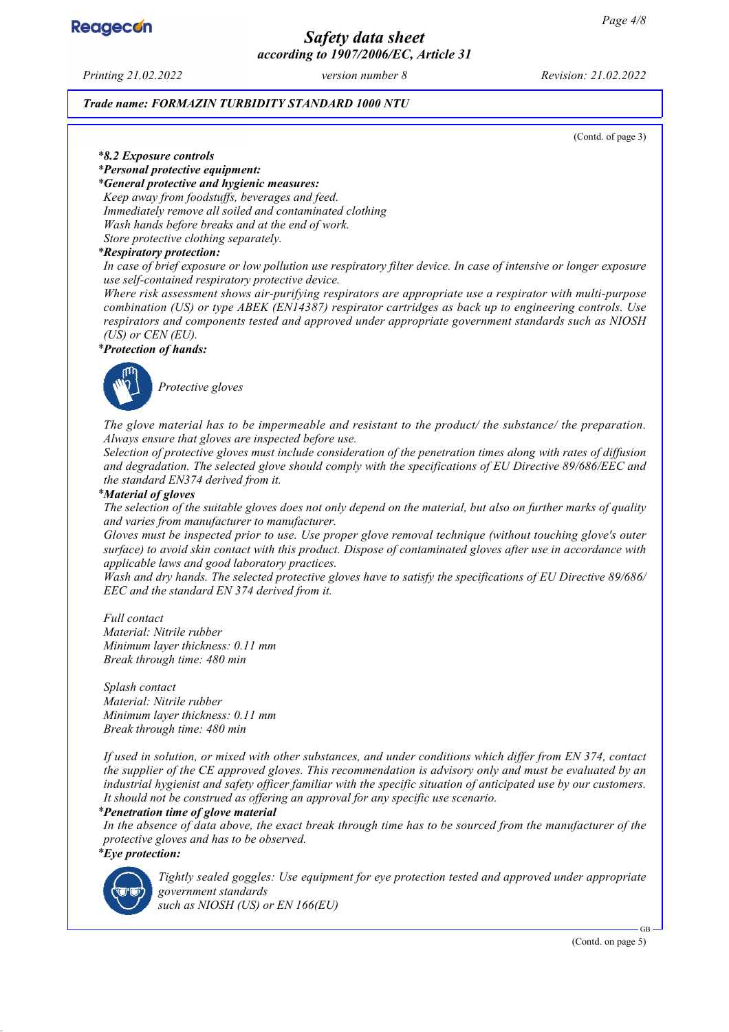*Trade name: FORMAZIN TURBIDITY STANDARD 1000 NTU*

(Contd. of page 3)

***8.2 Exposure controls***

***Personal protective equipment:***

***General protective and hygienic measures:***

*Keep away from foodstuffs, beverages and feed.*
*Immediately remove all soiled and contaminated clothing*
*Wash hands before breaks and at the end of work.*
*Store protective clothing separately.*

***Respiratory protection:***

*In case of brief exposure or low pollution use respiratory filter device. In case of intensive or longer exposure use self-contained respiratory protective device.*
*Where risk assessment shows air-purifying respirators are appropriate use a respirator with multi-purpose combination (US) or type ABEK (EN14387) respirator cartridges as back up to engineering controls. Use respirators and components tested and approved under appropriate government standards such as NIOSH (US) or CEN (EU).*

***Protection of hands:***

*Protective gloves*

*The glove material has to be impermeable and resistant to the product/ the substance/ the preparation.*
*Always ensure that gloves are inspected before use.*
*Selection of protective gloves must include consideration of the penetration times along with rates of diffusion and degradation. The selected glove should comply with the specifications of EU Directive 89/686/EEC and the standard EN374 derived from it.*

***Material of gloves***

*The selection of the suitable gloves does not only depend on the material, but also on further marks of quality and varies from manufacturer to manufacturer.*
*Gloves must be inspected prior to use. Use proper glove removal technique (without touching glove's outer surface) to avoid skin contact with this product. Dispose of contaminated gloves after use in accordance with applicable laws and good laboratory practices.*
*Wash and dry hands. The selected protective gloves have to satisfy the specifications of EU Directive 89/686/ EEC and the standard EN 374 derived from it.*

*Full contact*
*Material: Nitrile rubber*
*Minimum layer thickness: 0.11 mm*
*Break through time: 480 min*

*Splash contact*
*Material: Nitrile rubber*
*Minimum layer thickness: 0.11 mm*
*Break through time: 480 min*

*If used in solution, or mixed with other substances, and under conditions which differ from EN 374, contact the supplier of the CE approved gloves. This recommendation is advisory only and must be evaluated by an industrial hygienist and safety officer familiar with the specific situation of anticipated use by our customers. It should not be construed as offering an approval for any specific use scenario.*

***Penetration time of glove material***

*In the absence of data above, the exact break through time has to be sourced from the manufacturer of the protective gloves and has to be observed.*

***Eye protection:***

*Tightly sealed goggles: Use equipment for eye protection tested and approved under appropriate government standards*
*such as NIOSH (US) or EN 166(EU)*

(Contd. on page 5)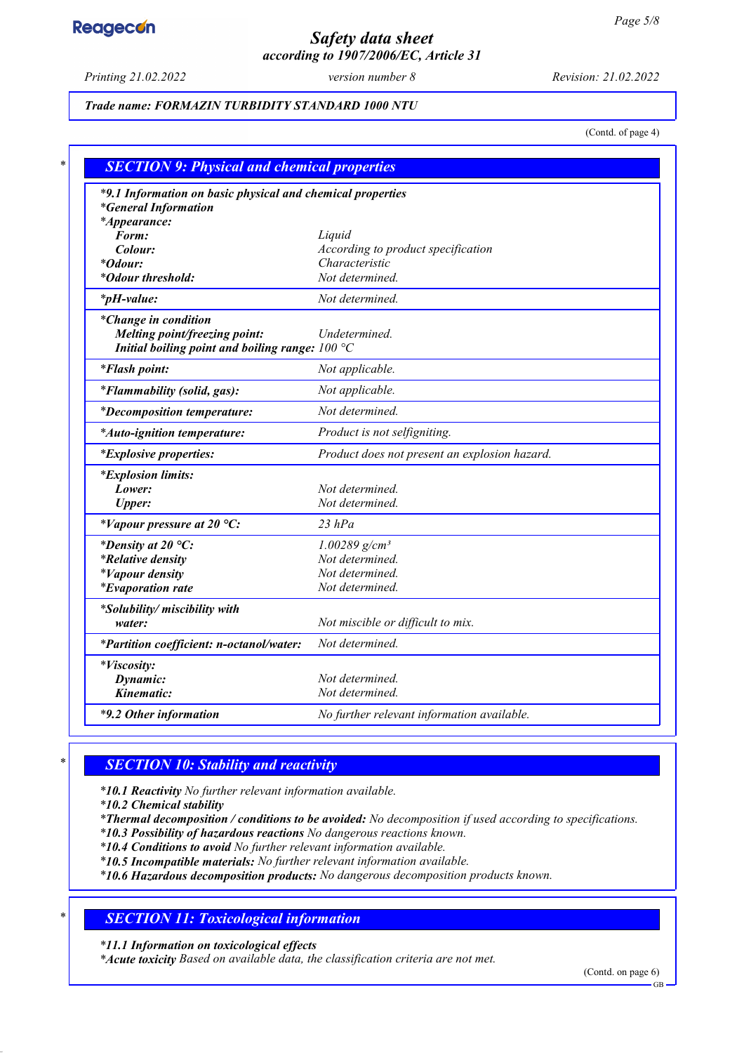*Trade name: FORMAZIN TURBIDITY STANDARD 1000 NTU*

(Contd. of page 4)

## SECTION 9: Physical and chemical properties

| | |
|---|---|
| ***9.1 Information on basic physical and chemical properties** | |
| ***General Information** | |
| ***Appearance:** | |
| **Form:** | *Liquid* |
| **Colour:** | *According to product specification* |
| ***Odour:** | *Characteristic* |
| ***Odour threshold:** | *Not determined.* |
| ***pH-value:** | *Not determined.* |
| ***Change in condition** | |
| **Melting point/freezing point:** | *Undetermined.* |
| **Initial boiling point and boiling range:** | *100 °C* |
| ***Flash point:** | *Not applicable.* |
| ***Flammability (solid, gas):** | *Not applicable.* |
| ***Decomposition temperature:** | *Not determined.* |
| ***Auto-ignition temperature:** | *Product is not selfigniting.* |
| ***Explosive properties:** | *Product does not present an explosion hazard.* |
| ***Explosion limits:** | |
| **Lower:** | *Not determined.* |
| **Upper:** | *Not determined.* |
| ***Vapour pressure at 20 °C:** | *23 hPa* |
| ***Density at 20 °C:** | *1.00289 g/cm³* |
| ***Relative density** | *Not determined.* |
| ***Vapour density** | *Not determined.* |
| ***Evaporation rate** | *Not determined.* |
| ***Solubility/ miscibility with** | |
| **water:** | *Not miscible or difficult to mix.* |
| ***Partition coefficient: n-octanol/water:** | *Not determined.* |
| ***Viscosity:** | |
| **Dynamic:** | *Not determined.* |
| **Kinematic:** | *Not determined.* |
| ***9.2 Other information** | *No further relevant information available.* |

## SECTION 10: Stability and reactivity

***10.1 Reactivity** *No further relevant information available.*
***10.2 Chemical stability**
***Thermal decomposition / conditions to be avoided:** *No decomposition if used according to specifications.*
***10.3 Possibility of hazardous reactions** *No dangerous reactions known.*
***10.4 Conditions to avoid** *No further relevant information available.*
***10.5 Incompatible materials:** *No further relevant information available.*
***10.6 Hazardous decomposition products:** *No dangerous decomposition products known.*

## SECTION 11: Toxicological information

***11.1 Information on toxicological effects**
***Acute toxicity** *Based on available data, the classification criteria are not met.*

(Contd. on page 6)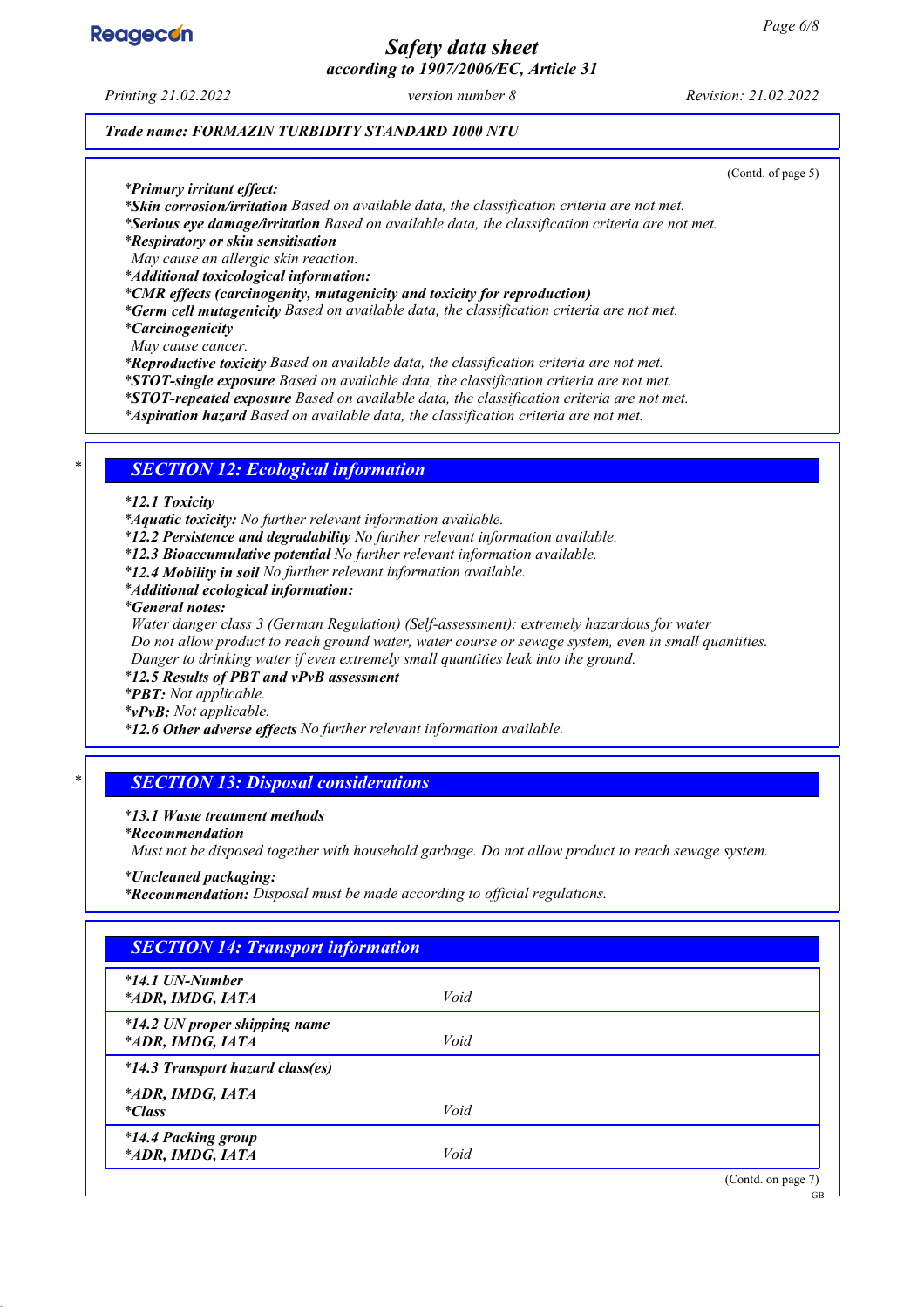Trade name: FORMAZIN TURBIDITY STANDARD 1000 NTU

(Contd. of page 5)

*Primary irritant effect:*
*Skin corrosion/irritation* Based on available data, the classification criteria are not met.
*Serious eye damage/irritation* Based on available data, the classification criteria are not met.
*Respiratory or skin sensitisation*
May cause an allergic skin reaction.
*Additional toxicological information:*
*CMR effects (carcinogenity, mutagenicity and toxicity for reproduction)*
*Germ cell mutagenicity* Based on available data, the classification criteria are not met.
*Carcinogenicity*
May cause cancer.
*Reproductive toxicity* Based on available data, the classification criteria are not met.
*STOT-single exposure* Based on available data, the classification criteria are not met.
*STOT-repeated exposure* Based on available data, the classification criteria are not met.
*Aspiration hazard* Based on available data, the classification criteria are not met.

## * SECTION 12: Ecological information

*12.1 Toxicity*
*Aquatic toxicity:* No further relevant information available.
*12.2 Persistence and degradability* No further relevant information available.
*12.3 Bioaccumulative potential* No further relevant information available.
*12.4 Mobility in soil* No further relevant information available.
*Additional ecological information:*
*General notes:*
Water danger class 3 (German Regulation) (Self-assessment): extremely hazardous for water
Do not allow product to reach ground water, water course or sewage system, even in small quantities.
Danger to drinking water if even extremely small quantities leak into the ground.
*12.5 Results of PBT and vPvB assessment*
*PBT:* Not applicable.
*vPvB:* Not applicable.
*12.6 Other adverse effects* No further relevant information available.

## * SECTION 13: Disposal considerations

*13.1 Waste treatment methods*
*Recommendation*
Must not be disposed together with household garbage. Do not allow product to reach sewage system.

*Uncleaned packaging:*
*Recommendation:* Disposal must be made according to official regulations.

## SECTION 14: Transport information

| | |
|---|---|
| *14.1 UN-Number<br>*ADR, IMDG, IATA | Void |
| *14.2 UN proper shipping name<br>*ADR, IMDG, IATA | Void |
| *14.3 Transport hazard class(es) | |
| *ADR, IMDG, IATA<br>*Class | Void |
| *14.4 Packing group<br>*ADR, IMDG, IATA | Void |

(Contd. on page 7)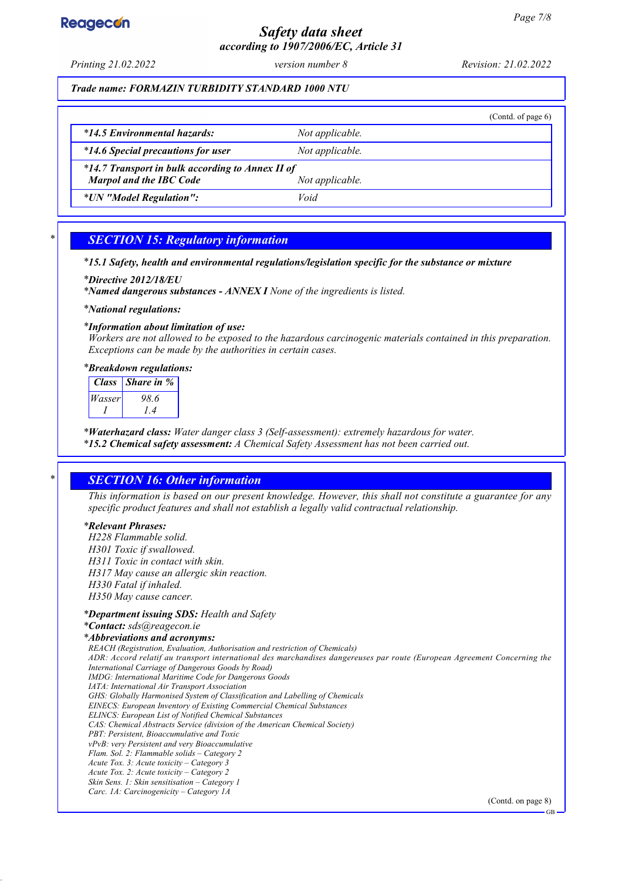*Trade name: FORMAZIN TURBIDITY STANDARD 1000 NTU*

(Contd. of page 6)

| | |
|---|---|
| ***14.5 Environmental hazards:*** | *Not applicable.* |
| ***14.6 Special precautions for user*** | *Not applicable.* |
| ***14.7 Transport in bulk according to Annex II of Marpol and the IBC Code*** | *Not applicable.* |
| ***UN "Model Regulation":*** | *Void* |

## * SECTION 15: Regulatory information

***15.1 Safety, health and environmental regulations/legislation specific for the substance or mixture***

***Directive 2012/18/EU***

***Named dangerous substances - ANNEX I*** *None of the ingredients is listed.*

***National regulations:***

***Information about limitation of use:***

*Workers are not allowed to be exposed to the hazardous carcinogenic materials contained in this preparation. Exceptions can be made by the authorities in certain cases.*

***Breakdown regulations:***

| Class | Share in % |
|---|---|
| Wasser | 98.6 |
| I | 1.4 |

***Waterhazard class:*** *Water danger class 3 (Self-assessment): extremely hazardous for water.*

***15.2 Chemical safety assessment:*** *A Chemical Safety Assessment has not been carried out.*

## * SECTION 16: Other information

*This information is based on our present knowledge. However, this shall not constitute a guarantee for any specific product features and shall not establish a legally valid contractual relationship.*

***Relevant Phrases:***

*H228 Flammable solid.*
*H301 Toxic if swallowed.*
*H311 Toxic in contact with skin.*
*H317 May cause an allergic skin reaction.*
*H330 Fatal if inhaled.*
*H350 May cause cancer.*

***Department issuing SDS:*** *Health and Safety*

***Contact:*** *sds@reagecon.ie*

***Abbreviations and acronyms:***

*REACH (Registration, Evaluation, Authorisation and restriction of Chemicals)*
*ADR: Accord relatif au transport international des marchandises dangereuses par route (European Agreement Concerning the International Carriage of Dangerous Goods by Road)*
*IMDG: International Maritime Code for Dangerous Goods*
*IATA: International Air Transport Association*
*GHS: Globally Harmonised System of Classification and Labelling of Chemicals*
*EINECS: European Inventory of Existing Commercial Chemical Substances*
*ELINCS: European List of Notified Chemical Substances*
*CAS: Chemical Abstracts Service (division of the American Chemical Society)*
*PBT: Persistent, Bioaccumulative and Toxic*
*vPvB: very Persistent and very Bioaccumulative*
*Flam. Sol. 2: Flammable solids – Category 2*
*Acute Tox. 3: Acute toxicity – Category 3*
*Acute Tox. 2: Acute toxicity – Category 2*
*Skin Sens. 1: Skin sensitisation – Category 1*
*Carc. 1A: Carcinogenicity – Category 1A*

(Contd. on page 8)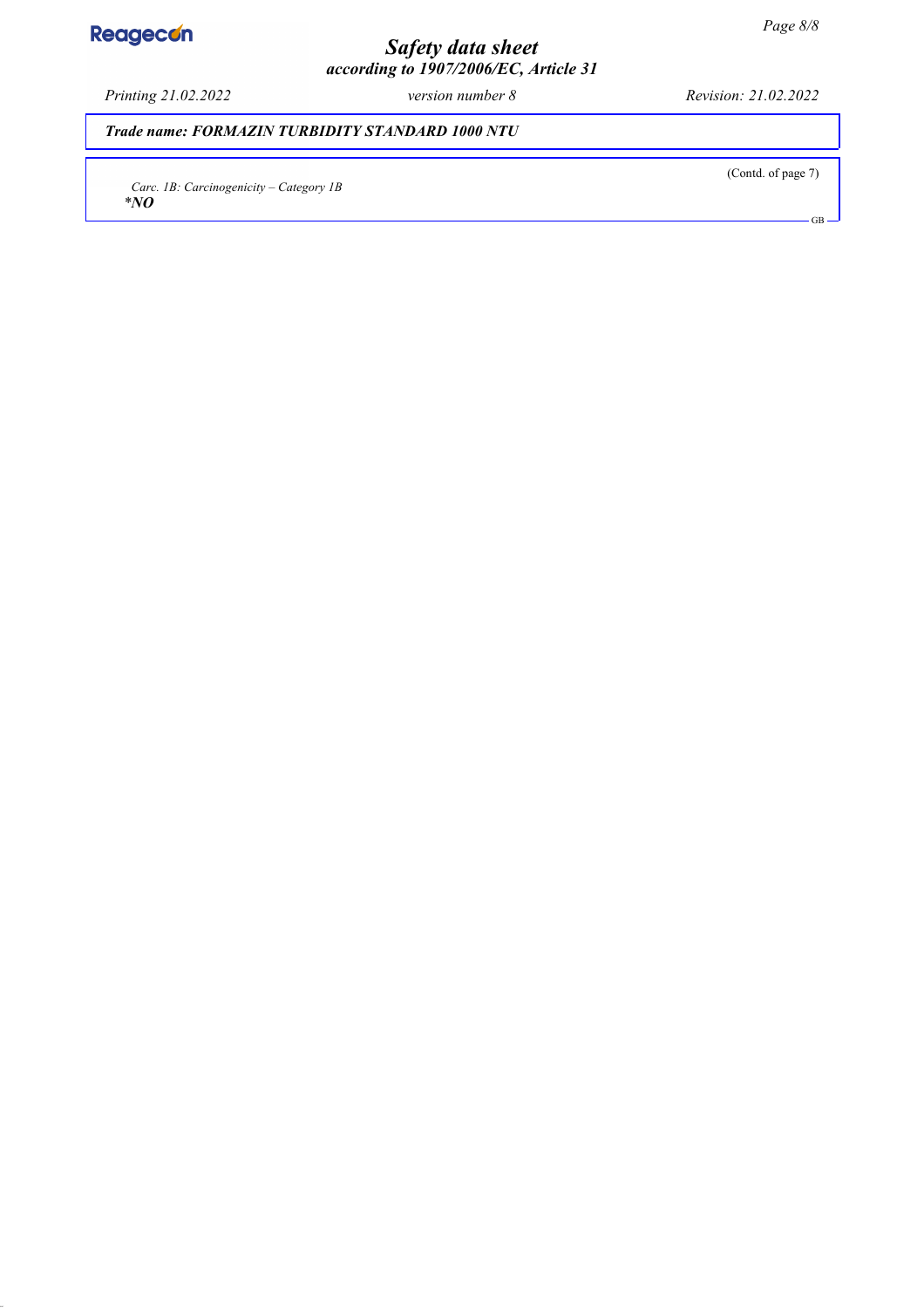*Carc. 1B: Carcinogenicity – Category 1B*

***NO***